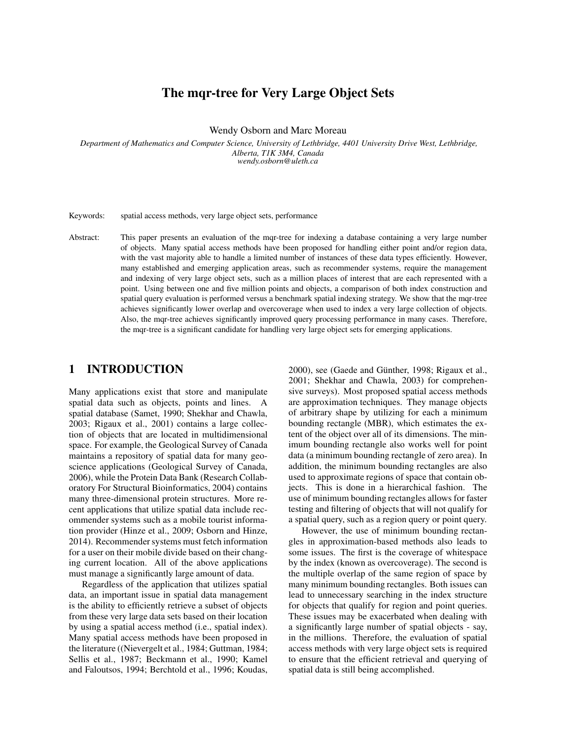# The mqr-tree for Very Large Object Sets

Wendy Osborn and Marc Moreau

*Department of Mathematics and Computer Science, University of Lethbridge, 4401 University Drive West, Lethbridge, Alberta, T1K 3M4, Canada*
*wendy.osborn@uleth.ca*

Keywords: spatial access methods, very large object sets, performance

Abstract: This paper presents an evaluation of the mqr-tree for indexing a database containing a very large number of objects. Many spatial access methods have been proposed for handling either point and/or region data, with the vast majority able to handle a limited number of instances of these data types efficiently. However, many established and emerging application areas, such as recommender systems, require the management and indexing of very large object sets, such as a million places of interest that are each represented with a point. Using between one and five million points and objects, a comparison of both index construction and spatial query evaluation is performed versus a benchmark spatial indexing strategy. We show that the mqr-tree achieves significantly lower overlap and overcoverage when used to index a very large collection of objects. Also, the mqr-tree achieves significantly improved query processing performance in many cases. Therefore, the mqr-tree is a significant candidate for handling very large object sets for emerging applications.

## 1 INTRODUCTION

Many applications exist that store and manipulate spatial data such as objects, points and lines. A spatial database (Samet, 1990; Shekhar and Chawla, 2003; Rigaux et al., 2001) contains a large collection of objects that are located in multidimensional space. For example, the Geological Survey of Canada maintains a repository of spatial data for many geoscience applications (Geological Survey of Canada, 2006), while the Protein Data Bank (Research Collaboratory For Structural Bioinformatics, 2004) contains many three-dimensional protein structures. More recent applications that utilize spatial data include recommender systems such as a mobile tourist information provider (Hinze et al., 2009; Osborn and Hinze, 2014). Recommender systems must fetch information for a user on their mobile divide based on their changing current location. All of the above applications must manage a significantly large amount of data.

Regardless of the application that utilizes spatial data, an important issue in spatial data management is the ability to efficiently retrieve a subset of objects from these very large data sets based on their location by using a spatial access method (i.e., spatial index). Many spatial access methods have been proposed in the literature ((Nievergelt et al., 1984; Guttman, 1984; Sellis et al., 1987; Beckmann et al., 1990; Kamel and Faloutsos, 1994; Berchtold et al., 1996; Koudas, 2000), see (Gaede and Günther, 1998; Rigaux et al., 2001; Shekhar and Chawla, 2003) for comprehensive surveys). Most proposed spatial access methods are approximation techniques. They manage objects of arbitrary shape by utilizing for each a minimum bounding rectangle (MBR), which estimates the extent of the object over all of its dimensions. The minimum bounding rectangle also works well for point data (a minimum bounding rectangle of zero area). In addition, the minimum bounding rectangles are also used to approximate regions of space that contain objects. This is done in a hierarchical fashion. The use of minimum bounding rectangles allows for faster testing and filtering of objects that will not qualify for a spatial query, such as a region query or point query.

However, the use of minimum bounding rectangles in approximation-based methods also leads to some issues. The first is the coverage of whitespace by the index (known as overcoverage). The second is the multiple overlap of the same region of space by many minimum bounding rectangles. Both issues can lead to unnecessary searching in the index structure for objects that qualify for region and point queries. These issues may be exacerbated when dealing with a significantly large number of spatial objects - say, in the millions. Therefore, the evaluation of spatial access methods with very large object sets is required to ensure that the efficient retrieval and querying of spatial data is still being accomplished.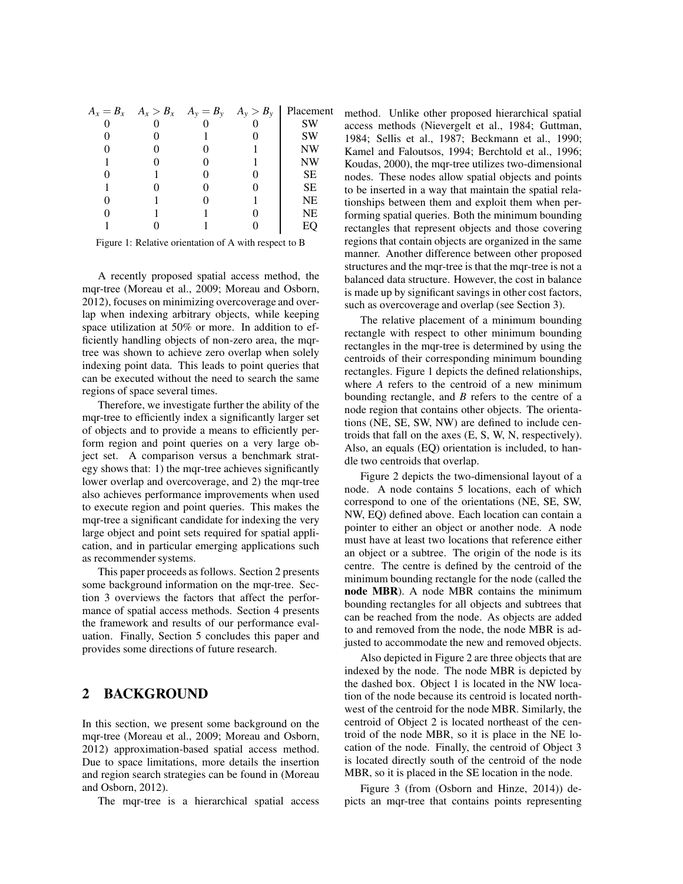| $A_x = B_x$ | $A_x > B_x$ | $A_y = B_y$ | $A_y > B_y$ | Placement |
|---|---|---|---|---|
| 0 | 0 | 0 | 0 | SW |
| 0 | 0 | 1 | 0 | SW |
| 0 | 0 | 0 | 1 | NW |
| 1 | 0 | 0 | 1 | NW |
| 0 | 1 | 0 | 0 | SE |
| 1 | 0 | 0 | 0 | SE |
| 0 | 1 | 0 | 1 | NE |
| 0 | 1 | 1 | 0 | NE |
| 1 | 0 | 1 | 0 | EQ |

Figure 1: Relative orientation of A with respect to B

A recently proposed spatial access method, the mqr-tree (Moreau et al., 2009; Moreau and Osborn, 2012), focuses on minimizing overcoverage and overlap when indexing arbitrary objects, while keeping space utilization at 50% or more. In addition to efficiently handling objects of non-zero area, the mqr-tree was shown to achieve zero overlap when solely indexing point data. This leads to point queries that can be executed without the need to search the same regions of space several times.

Therefore, we investigate further the ability of the mqr-tree to efficiently index a significantly larger set of objects and to provide a means to efficiently perform region and point queries on a very large object set. A comparison versus a benchmark strategy shows that: 1) the mqr-tree achieves significantly lower overlap and overcoverage, and 2) the mqr-tree also achieves performance improvements when used to execute region and point queries. This makes the mqr-tree a significant candidate for indexing the very large object and point sets required for spatial application, and in particular emerging applications such as recommender systems.

This paper proceeds as follows. Section 2 presents some background information on the mqr-tree. Section 3 overviews the factors that affect the performance of spatial access methods. Section 4 presents the framework and results of our performance evaluation. Finally, Section 5 concludes this paper and provides some directions of future research.

## 2 BACKGROUND

In this section, we present some background on the mqr-tree (Moreau et al., 2009; Moreau and Osborn, 2012) approximation-based spatial access method. Due to space limitations, more details the insertion and region search strategies can be found in (Moreau and Osborn, 2012).

The mqr-tree is a hierarchical spatial access method. Unlike other proposed hierarchical spatial access methods (Nievergelt et al., 1984; Guttman, 1984; Sellis et al., 1987; Beckmann et al., 1990; Kamel and Faloutsos, 1994; Berchtold et al., 1996; Koudas, 2000), the mqr-tree utilizes two-dimensional nodes. These nodes allow spatial objects and points to be inserted in a way that maintain the spatial relationships between them and exploit them when performing spatial queries. Both the minimum bounding rectangles that represent objects and those covering regions that contain objects are organized in the same manner. Another difference between other proposed structures and the mqr-tree is that the mqr-tree is not a balanced data structure. However, the cost in balance is made up by significant savings in other cost factors, such as overcoverage and overlap (see Section 3).

The relative placement of a minimum bounding rectangle with respect to other minimum bounding rectangles in the mqr-tree is determined by using the centroids of their corresponding minimum bounding rectangles. Figure 1 depicts the defined relationships, where *A* refers to the centroid of a new minimum bounding rectangle, and *B* refers to the centre of a node region that contains other objects. The orientations (NE, SE, SW, NW) are defined to include centroids that fall on the axes (E, S, W, N, respectively). Also, an equals (EQ) orientation is included, to handle two centroids that overlap.

Figure 2 depicts the two-dimensional layout of a node. A node contains 5 locations, each of which correspond to one of the orientations (NE, SE, SW, NW, EQ) defined above. Each location can contain a pointer to either an object or another node. A node must have at least two locations that reference either an object or a subtree. The origin of the node is its centre. The centre is defined by the centroid of the minimum bounding rectangle for the node (called the **node MBR**). A node MBR contains the minimum bounding rectangles for all objects and subtrees that can be reached from the node. As objects are added to and removed from the node, the node MBR is adjusted to accommodate the new and removed objects.

Also depicted in Figure 2 are three objects that are indexed by the node. The node MBR is depicted by the dashed box. Object 1 is located in the NW location of the node because its centroid is located northwest of the centroid for the node MBR. Similarly, the centroid of Object 2 is located northeast of the centroid of the node MBR, so it is place in the NE location of the node. Finally, the centroid of Object 3 is located directly south of the centroid of the node MBR, so it is placed in the SE location in the node.

Figure 3 (from (Osborn and Hinze, 2014)) depicts an mqr-tree that contains points representing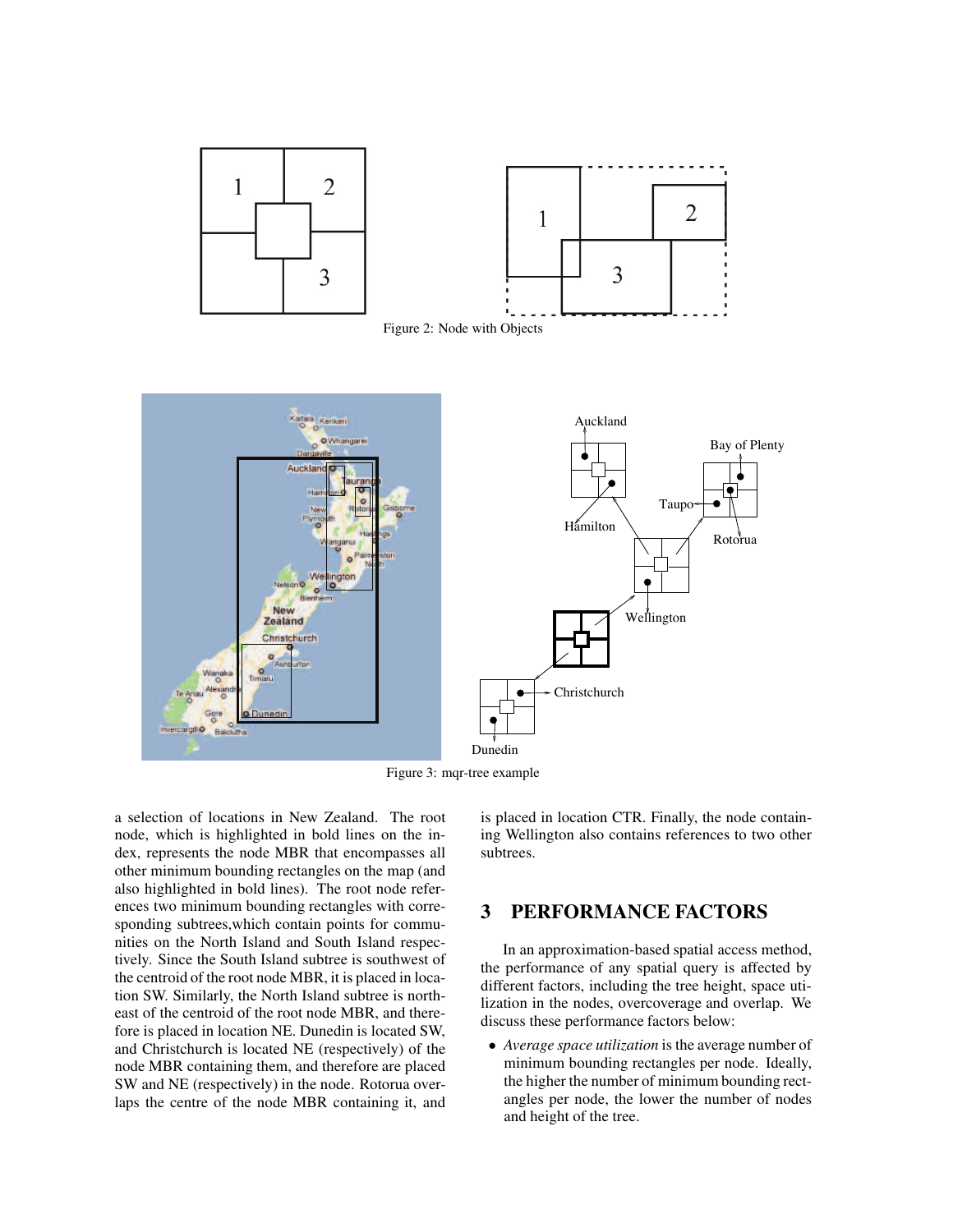Figure 2: Node with Objects

Figure 3: mqr-tree example

a selection of locations in New Zealand. The root node, which is highlighted in bold lines on the index, represents the node MBR that encompasses all other minimum bounding rectangles on the map (and also highlighted in bold lines). The root node references two minimum bounding rectangles with corresponding subtrees,which contain points for communities on the North Island and South Island respectively. Since the South Island subtree is southwest of the centroid of the root node MBR, it is placed in location SW. Similarly, the North Island subtree is northeast of the centroid of the root node MBR, and therefore is placed in location NE. Dunedin is located SW, and Christchurch is located NE (respectively) of the node MBR containing them, and therefore are placed SW and NE (respectively) in the node. Rotorua overlaps the centre of the node MBR containing it, and is placed in location CTR. Finally, the node containing Wellington also contains references to two other subtrees.

## 3 PERFORMANCE FACTORS

In an approximation-based spatial access method, the performance of any spatial query is affected by different factors, including the tree height, space utilization in the nodes, overcoverage and overlap. We discuss these performance factors below:

- *Average space utilization* is the average number of minimum bounding rectangles per node. Ideally, the higher the number of minimum bounding rectangles per node, the lower the number of nodes and height of the tree.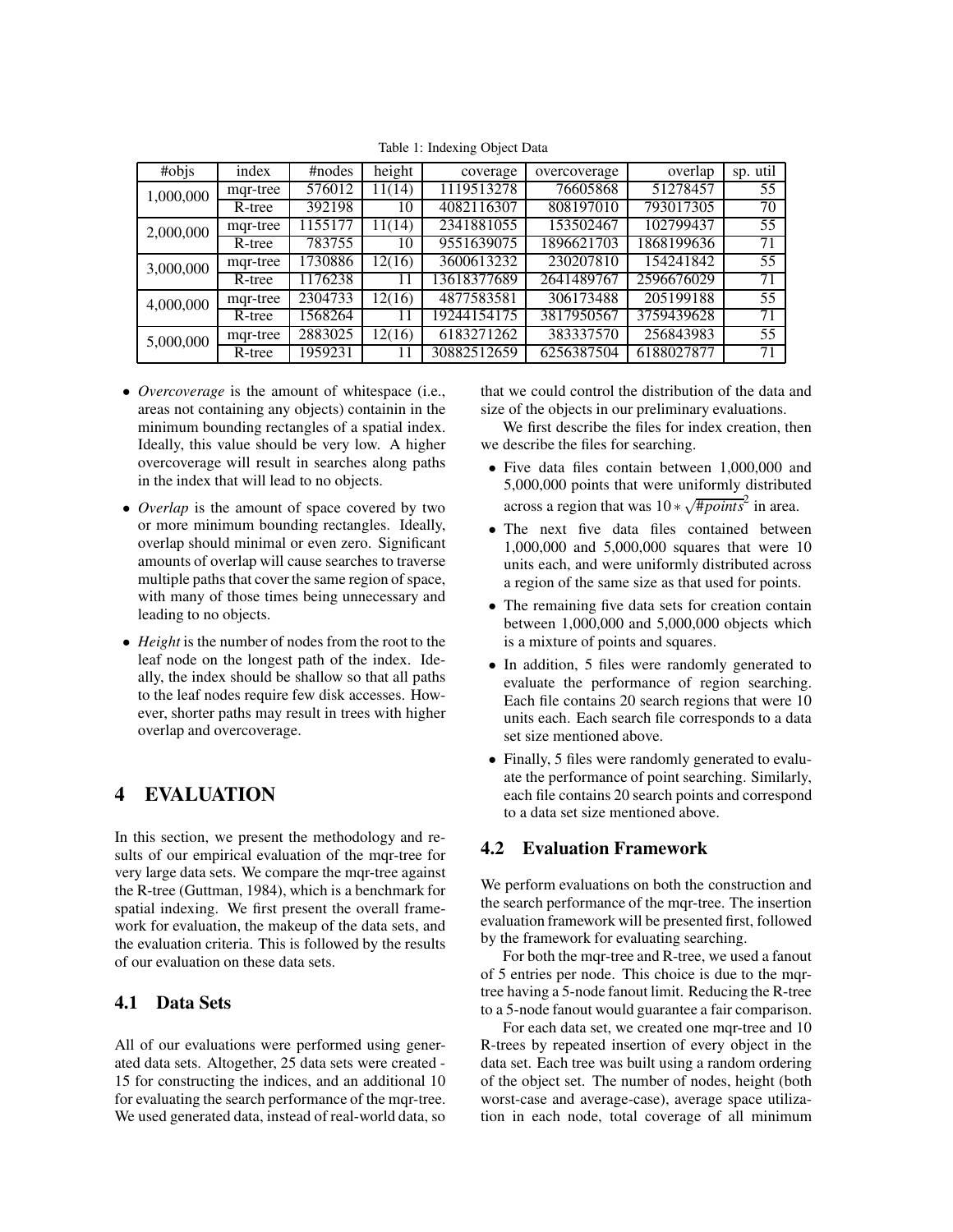Table 1: Indexing Object Data

| #objs | index | #nodes | height | coverage | overcoverage | overlap | sp. util |
|---|---|---|---|---|---|---|---|
| 1,000,000 | mqr-tree | 576012 | 11(14) | 1119513278 | 76605868 | 51278457 | 55 |
| | R-tree | 392198 | 10 | 4082116307 | 808197010 | 793017305 | 70 |
| 2,000,000 | mqr-tree | 1155177 | 11(14) | 2341881055 | 153502467 | 102799437 | 55 |
| | R-tree | 783755 | 10 | 9551639075 | 1896621703 | 1868199636 | 71 |
| 3,000,000 | mqr-tree | 1730886 | 12(16) | 3600613232 | 230207810 | 154241842 | 55 |
| | R-tree | 1176238 | 11 | 13618377689 | 2641489767 | 2596676029 | 71 |
| 4,000,000 | mqr-tree | 2304733 | 12(16) | 4877583581 | 306173488 | 205199188 | 55 |
| | R-tree | 1568264 | 11 | 19244154175 | 3817950567 | 3759439628 | 71 |
| 5,000,000 | mqr-tree | 2883025 | 12(16) | 6183271262 | 383337570 | 256843983 | 55 |
| | R-tree | 1959231 | 11 | 30882512659 | 6256387504 | 6188027877 | 71 |

- *Overcoverage* is the amount of whitespace (i.e., areas not containing any objects) containin in the minimum bounding rectangles of a spatial index. Ideally, this value should be very low. A higher overcoverage will result in searches along paths in the index that will lead to no objects.
- *Overlap* is the amount of space covered by two or more minimum bounding rectangles. Ideally, overlap should minimal or even zero. Significant amounts of overlap will cause searches to traverse multiple paths that cover the same region of space, with many of those times being unnecessary and leading to no objects.
- *Height* is the number of nodes from the root to the leaf node on the longest path of the index. Ideally, the index should be shallow so that all paths to the leaf nodes require few disk accesses. However, shorter paths may result in trees with higher overlap and overcoverage.

# 4 EVALUATION

In this section, we present the methodology and results of our empirical evaluation of the mqr-tree for very large data sets. We compare the mqr-tree against the R-tree (Guttman, 1984), which is a benchmark for spatial indexing. We first present the overall framework for evaluation, the makeup of the data sets, and the evaluation criteria. This is followed by the results of our evaluation on these data sets.

## 4.1 Data Sets

All of our evaluations were performed using generated data sets. Altogether, 25 data sets were created - 15 for constructing the indices, and an additional 10 for evaluating the search performance of the mqr-tree. We used generated data, instead of real-world data, so that we could control the distribution of the data and size of the objects in our preliminary evaluations.

We first describe the files for index creation, then we describe the files for searching.

- Five data files contain between 1,000,000 and 5,000,000 points that were uniformly distributed across a region that was $10 * \sqrt{\#points}^2$ in area.
- The next five data files contained between 1,000,000 and 5,000,000 squares that were 10 units each, and were uniformly distributed across a region of the same size as that used for points.
- The remaining five data sets for creation contain between 1,000,000 and 5,000,000 objects which is a mixture of points and squares.
- In addition, 5 files were randomly generated to evaluate the performance of region searching. Each file contains 20 search regions that were 10 units each. Each search file corresponds to a data set size mentioned above.
- Finally, 5 files were randomly generated to evaluate the performance of point searching. Similarly, each file contains 20 search points and correspond to a data set size mentioned above.

## 4.2 Evaluation Framework

We perform evaluations on both the construction and the search performance of the mqr-tree. The insertion evaluation framework will be presented first, followed by the framework for evaluating searching.

For both the mqr-tree and R-tree, we used a fanout of 5 entries per node. This choice is due to the mqr-tree having a 5-node fanout limit. Reducing the R-tree to a 5-node fanout would guarantee a fair comparison.

For each data set, we created one mqr-tree and 10 R-trees by repeated insertion of every object in the data set. Each tree was built using a random ordering of the object set. The number of nodes, height (both worst-case and average-case), average space utilization in each node, total coverage of all minimum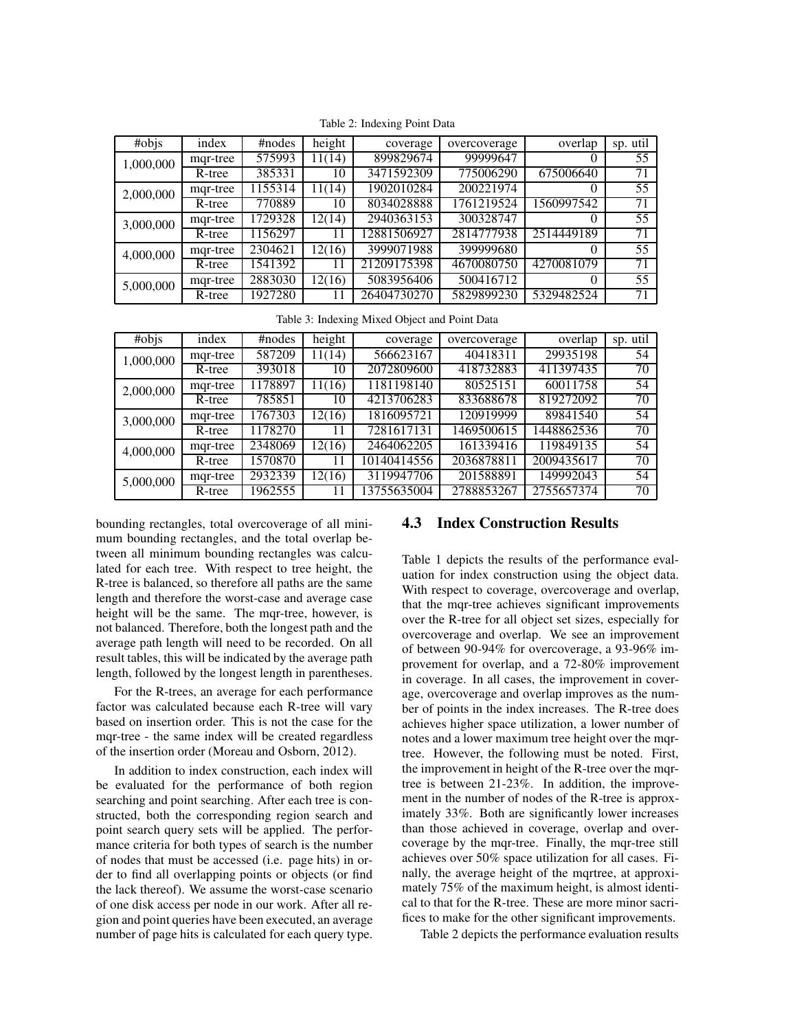Table 2: Indexing Point Data

| #objs | index | #nodes | height | coverage | overcoverage | overlap | sp. util |
|---|---|---|---|---|---|---|---|
| 1,000,000 | mqr-tree | 575993 | 11(14) | 899829674 | 99999647 | 0 | 55 |
| | R-tree | 385331 | 10 | 3471592309 | 775006290 | 675006640 | 71 |
| 2,000,000 | mqr-tree | 1155314 | 11(14) | 1902010284 | 200221974 | 0 | 55 |
| | R-tree | 770889 | 10 | 8034028888 | 1761219524 | 1560997542 | 71 |
| 3,000,000 | mqr-tree | 1729328 | 12(14) | 2940363153 | 300328747 | 0 | 55 |
| | R-tree | 1156297 | 11 | 12881506927 | 2814777938 | 2514449189 | 71 |
| 4,000,000 | mqr-tree | 2304621 | 12(16) | 3999071988 | 399999680 | 0 | 55 |
| | R-tree | 1541392 | 11 | 21209175398 | 4670080750 | 4270081079 | 71 |
| 5,000,000 | mqr-tree | 2883030 | 12(16) | 5083956406 | 500416712 | 0 | 55 |
| | R-tree | 1927280 | 11 | 26404730270 | 5829899230 | 5329482524 | 71 |

Table 3: Indexing Mixed Object and Point Data

| #objs | index | #nodes | height | coverage | overcoverage | overlap | sp. util |
|---|---|---|---|---|---|---|---|
| 1,000,000 | mqr-tree | 587209 | 11(14) | 566623167 | 40418311 | 29935198 | 54 |
| | R-tree | 393018 | 10 | 2072809600 | 418732883 | 411397435 | 70 |
| 2,000,000 | mqr-tree | 1178897 | 11(16) | 1181198140 | 80525151 | 60011758 | 54 |
| | R-tree | 785851 | 10 | 4213706283 | 833688678 | 819272092 | 70 |
| 3,000,000 | mqr-tree | 1767303 | 12(16) | 1816095721 | 120919999 | 89841540 | 54 |
| | R-tree | 1178270 | 11 | 7281617131 | 1469500615 | 1448862536 | 70 |
| 4,000,000 | mqr-tree | 2348069 | 12(16) | 2464062205 | 161339416 | 119849135 | 54 |
| | R-tree | 1570870 | 11 | 10140414556 | 2036878811 | 2009435617 | 70 |
| 5,000,000 | mqr-tree | 2932339 | 12(16) | 3119947706 | 201588891 | 149992043 | 54 |
| | R-tree | 1962555 | 11 | 13755635004 | 2788853267 | 2755657374 | 70 |

bounding rectangles, total overcoverage of all minimum bounding rectangles, and the total overlap between all minimum bounding rectangles was calculated for each tree. With respect to tree height, the R-tree is balanced, so therefore all paths are the same length and therefore the worst-case and average case height will be the same. The mqr-tree, however, is not balanced. Therefore, both the longest path and the average path length will need to be recorded. On all result tables, this will be indicated by the average path length, followed by the longest length in parentheses.

For the R-trees, an average for each performance factor was calculated because each R-tree will vary based on insertion order. This is not the case for the mqr-tree - the same index will be created regardless of the insertion order (Moreau and Osborn, 2012).

In addition to index construction, each index will be evaluated for the performance of both region searching and point searching. After each tree is constructed, both the corresponding region search and point search query sets will be applied. The performance criteria for both types of search is the number of nodes that must be accessed (i.e. page hits) in order to find all overlapping points or objects (or find the lack thereof). We assume the worst-case scenario of one disk access per node in our work. After all region and point queries have been executed, an average number of page hits is calculated for each query type.

## 4.3 Index Construction Results

Table 1 depicts the results of the performance evaluation for index construction using the object data. With respect to coverage, overcoverage and overlap, that the mqr-tree achieves significant improvements over the R-tree for all object set sizes, especially for overcoverage and overlap. We see an improvement of between 90-94% for overcoverage, a 93-96% improvement for overlap, and a 72-80% improvement in coverage. In all cases, the improvement in coverage, overcoverage and overlap improves as the number of points in the index increases. The R-tree does achieves higher space utilization, a lower number of notes and a lower maximum tree height over the mqr-tree. However, the following must be noted. First, the improvement in height of the R-tree over the mqr-tree is between 21-23%. In addition, the improvement in the number of nodes of the R-tree is approximately 33%. Both are significantly lower increases than those achieved in coverage, overlap and overcoverage by the mqr-tree. Finally, the mqr-tree still achieves over 50% space utilization for all cases. Finally, the average height of the mqrtree, at approximately 75% of the maximum height, is almost identical to that for the R-tree. These are more minor sacrifices to make for the other significant improvements.

Table 2 depicts the performance evaluation results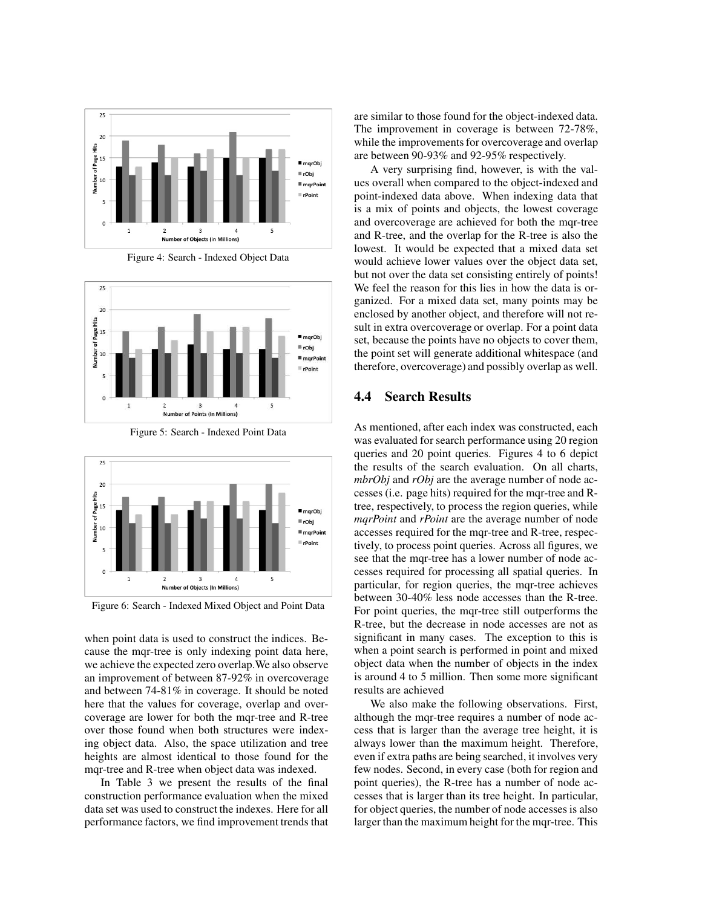Figure 4: Search - Indexed Object Data

Figure 5: Search - Indexed Point Data

Figure 6: Search - Indexed Mixed Object and Point Data

when point data is used to construct the indices. Because the mqr-tree is only indexing point data here, we achieve the expected zero overlap.We also observe an improvement of between 87-92% in overcoverage and between 74-81% in coverage. It should be noted here that the values for coverage, overlap and overcoverage are lower for both the mqr-tree and R-tree over those found when both structures were indexing object data. Also, the space utilization and tree heights are almost identical to those found for the mqr-tree and R-tree when object data was indexed.

In Table 3 we present the results of the final construction performance evaluation when the mixed data set was used to construct the indexes. Here for all performance factors, we find improvement trends that are similar to those found for the object-indexed data. The improvement in coverage is between 72-78%, while the improvements for overcoverage and overlap are between 90-93% and 92-95% respectively.

A very surprising find, however, is with the values overall when compared to the object-indexed and point-indexed data above. When indexing data that is a mix of points and objects, the lowest coverage and overcoverage are achieved for both the mqr-tree and R-tree, and the overlap for the R-tree is also the lowest. It would be expected that a mixed data set would achieve lower values over the object data set, but not over the data set consisting entirely of points! We feel the reason for this lies in how the data is organized. For a mixed data set, many points may be enclosed by another object, and therefore will not result in extra overcoverage or overlap. For a point data set, because the points have no objects to cover them, the point set will generate additional whitespace (and therefore, overcoverage) and possibly overlap as well.

## 4.4 Search Results

As mentioned, after each index was constructed, each was evaluated for search performance using 20 region queries and 20 point queries. Figures 4 to 6 depict the results of the search evaluation. On all charts, *mbrObj* and *rObj* are the average number of node accesses (i.e. page hits) required for the mqr-tree and R-tree, respectively, to process the region queries, while *mqrPoint* and *rPoint* are the average number of node accesses required for the mqr-tree and R-tree, respectively, to process point queries. Across all figures, we see that the mqr-tree has a lower number of node accesses required for processing all spatial queries. In particular, for region queries, the mqr-tree achieves between 30-40% less node accesses than the R-tree. For point queries, the mqr-tree still outperforms the R-tree, but the decrease in node accesses are not as significant in many cases. The exception to this is when a point search is performed in point and mixed object data when the number of objects in the index is around 4 to 5 million. Then some more significant results are achieved

We also make the following observations. First, although the mqr-tree requires a number of node access that is larger than the average tree height, it is always lower than the maximum height. Therefore, even if extra paths are being searched, it involves very few nodes. Second, in every case (both for region and point queries), the R-tree has a number of node accesses that is larger than its tree height. In particular, for object queries, the number of node accesses is also larger than the maximum height for the mqr-tree. This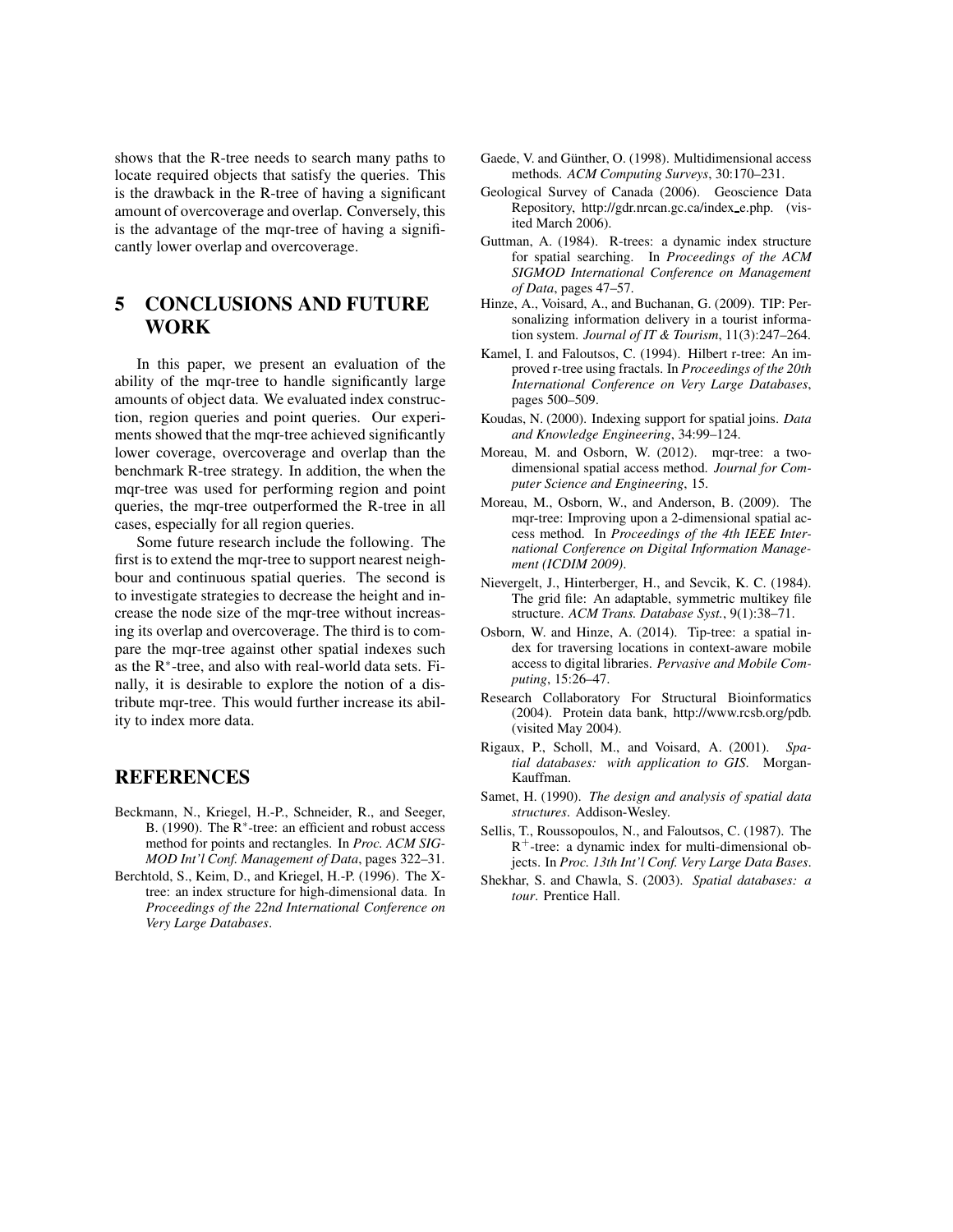shows that the R-tree needs to search many paths to locate required objects that satisfy the queries. This is the drawback in the R-tree of having a significant amount of overcoverage and overlap. Conversely, this is the advantage of the mqr-tree of having a significantly lower overlap and overcoverage.

## 5 CONCLUSIONS AND FUTURE WORK

In this paper, we present an evaluation of the ability of the mqr-tree to handle significantly large amounts of object data. We evaluated index construction, region queries and point queries. Our experiments showed that the mqr-tree achieved significantly lower coverage, overcoverage and overlap than the benchmark R-tree strategy. In addition, the when the mqr-tree was used for performing region and point queries, the mqr-tree outperformed the R-tree in all cases, especially for all region queries.

Some future research include the following. The first is to extend the mqr-tree to support nearest neighbour and continuous spatial queries. The second is to investigate strategies to decrease the height and increase the node size of the mqr-tree without increasing its overlap and overcoverage. The third is to compare the mqr-tree against other spatial indexes such as the R$^*$-tree, and also with real-world data sets. Finally, it is desirable to explore the notion of a distribute mqr-tree. This would further increase its ability to index more data.

## REFERENCES

Beckmann, N., Kriegel, H.-P., Schneider, R., and Seeger, B. (1990). The R$^*$-tree: an efficient and robust access method for points and rectangles. In *Proc. ACM SIGMOD Int'l Conf. Management of Data*, pages 322–31.

Berchtold, S., Keim, D., and Kriegel, H.-P. (1996). The X-tree: an index structure for high-dimensional data. In *Proceedings of the 22nd International Conference on Very Large Databases*.

Gaede, V. and Günther, O. (1998). Multidimensional access methods. *ACM Computing Surveys*, 30:170–231.

Geological Survey of Canada (2006). Geoscience Data Repository, http://gdr.nrcan.gc.ca/index_e.php. (visited March 2006).

Guttman, A. (1984). R-trees: a dynamic index structure for spatial searching. In *Proceedings of the ACM SIGMOD International Conference on Management of Data*, pages 47–57.

Hinze, A., Voisard, A., and Buchanan, G. (2009). TIP: Personalizing information delivery in a tourist information system. *Journal of IT & Tourism*, 11(3):247–264.

Kamel, I. and Faloutsos, C. (1994). Hilbert r-tree: An improved r-tree using fractals. In *Proceedings of the 20th International Conference on Very Large Databases*, pages 500–509.

Koudas, N. (2000). Indexing support for spatial joins. *Data and Knowledge Engineering*, 34:99–124.

Moreau, M. and Osborn, W. (2012). mqr-tree: a two-dimensional spatial access method. *Journal for Computer Science and Engineering*, 15.

Moreau, M., Osborn, W., and Anderson, B. (2009). The mqr-tree: Improving upon a 2-dimensional spatial access method. In *Proceedings of the 4th IEEE International Conference on Digital Information Management (ICDIM 2009)*.

Nievergelt, J., Hinterberger, H., and Sevcik, K. C. (1984). The grid file: An adaptable, symmetric multikey file structure. *ACM Trans. Database Syst.*, 9(1):38–71.

Osborn, W. and Hinze, A. (2014). Tip-tree: a spatial index for traversing locations in context-aware mobile access to digital libraries. *Pervasive and Mobile Computing*, 15:26–47.

Research Collaboratory For Structural Bioinformatics (2004). Protein data bank, http://www.rcsb.org/pdb. (visited May 2004).

Rigaux, P., Scholl, M., and Voisard, A. (2001). *Spatial databases: with application to GIS*. Morgan-Kauffman.

Samet, H. (1990). *The design and analysis of spatial data structures*. Addison-Wesley.

Sellis, T., Roussopoulos, N., and Faloutsos, C. (1987). The R$^+$-tree: a dynamic index for multi-dimensional objects. In *Proc. 13th Int'l Conf. Very Large Data Bases*.

Shekhar, S. and Chawla, S. (2003). *Spatial databases: a tour*. Prentice Hall.